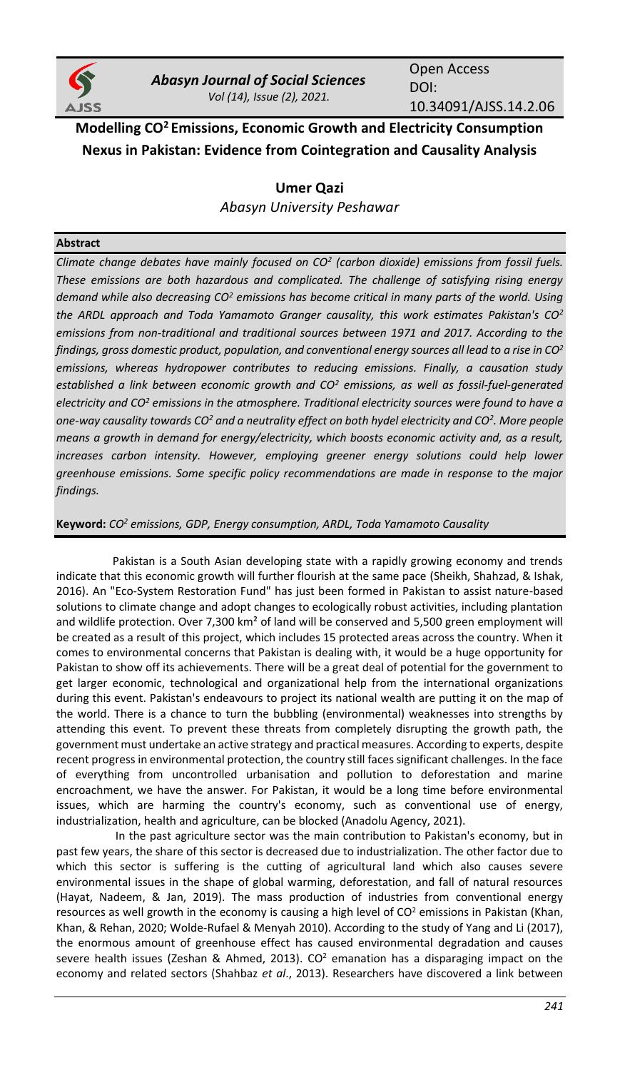# Modelling $CO^2$ Emissions, Economic Growth and Electricity Consumption Nexus in Pakistan: Evidence from Cointegration and Causality Analysis

**Umer Qazi**

*Abasyn University Peshawar*

**Abstract**

*Climate change debates have mainly focused on $CO^2$ (carbon dioxide) emissions from fossil fuels. These emissions are both hazardous and complicated. The challenge of satisfying rising energy demand while also decreasing $CO^2$ emissions has become critical in many parts of the world. Using the ARDL approach and Toda Yamamoto Granger causality, this work estimates Pakistan's $CO^2$ emissions from non-traditional and traditional sources between 1971 and 2017. According to the findings, gross domestic product, population, and conventional energy sources all lead to a rise in $CO^2$ emissions, whereas hydropower contributes to reducing emissions. Finally, a causation study established a link between economic growth and $CO^2$ emissions, as well as fossil-fuel-generated electricity and $CO^2$ emissions in the atmosphere. Traditional electricity sources were found to have a one-way causality towards $CO^2$ and a neutrality effect on both hydel electricity and $CO^2$. More people means a growth in demand for energy/electricity, which boosts economic activity and, as a result, increases carbon intensity. However, employing greener energy solutions could help lower greenhouse emissions. Some specific policy recommendations are made in response to the major findings.*

**Keyword:** *$CO^2$ emissions, GDP, Energy consumption, ARDL, Toda Yamamoto Causality*

Pakistan is a South Asian developing state with a rapidly growing economy and trends indicate that this economic growth will further flourish at the same pace (Sheikh, Shahzad, & Ishak, 2016). An "Eco-System Restoration Fund" has just been formed in Pakistan to assist nature-based solutions to climate change and adopt changes to ecologically robust activities, including plantation and wildlife protection. Over 7,300 km² of land will be conserved and 5,500 green employment will be created as a result of this project, which includes 15 protected areas across the country. When it comes to environmental concerns that Pakistan is dealing with, it would be a huge opportunity for Pakistan to show off its achievements. There will be a great deal of potential for the government to get larger economic, technological and organizational help from the international organizations during this event. Pakistan's endeavours to project its national wealth are putting it on the map of the world. There is a chance to turn the bubbling (environmental) weaknesses into strengths by attending this event. To prevent these threats from completely disrupting the growth path, the government must undertake an active strategy and practical measures. According to experts, despite recent progress in environmental protection, the country still faces significant challenges. In the face of everything from uncontrolled urbanisation and pollution to deforestation and marine encroachment, we have the answer. For Pakistan, it would be a long time before environmental issues, which are harming the country's economy, such as conventional use of energy, industrialization, health and agriculture, can be blocked (Anadolu Agency, 2021).

In the past agriculture sector was the main contribution to Pakistan's economy, but in past few years, the share of this sector is decreased due to industrialization. The other factor due to which this sector is suffering is the cutting of agricultural land which also causes severe environmental issues in the shape of global warming, deforestation, and fall of natural resources (Hayat, Nadeem, & Jan, 2019). The mass production of industries from conventional energy resources as well growth in the economy is causing a high level of $CO^2$ emissions in Pakistan (Khan, Khan, & Rehan, 2020; Wolde-Rufael & Menyah 2010). According to the study of Yang and Li (2017), the enormous amount of greenhouse effect has caused environmental degradation and causes severe health issues (Zeshan & Ahmed, 2013). $CO^2$ emanation has a disparaging impact on the economy and related sectors (Shahbaz *et al*., 2013). Researchers have discovered a link between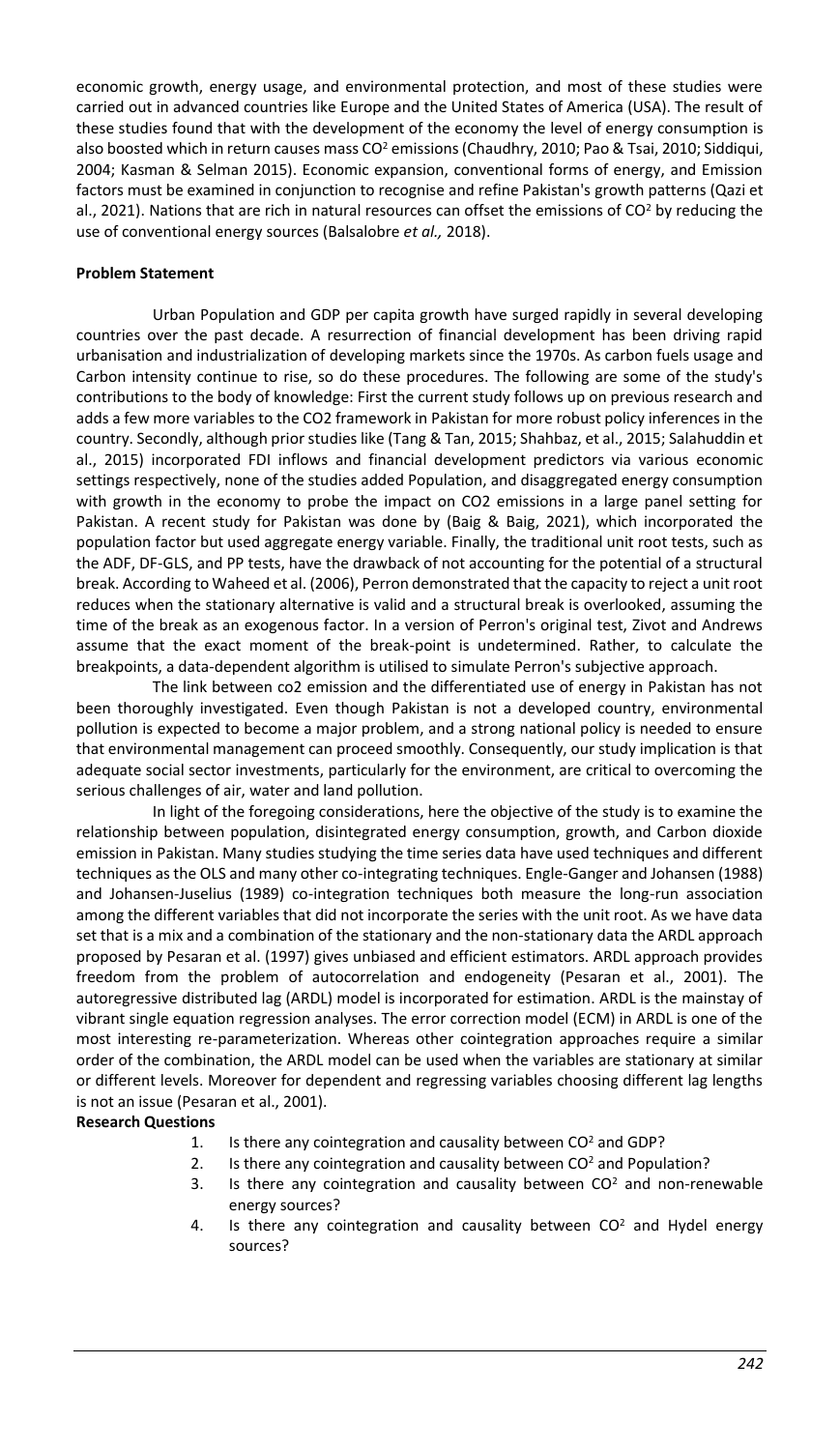economic growth, energy usage, and environmental protection, and most of these studies were carried out in advanced countries like Europe and the United States of America (USA). The result of these studies found that with the development of the economy the level of energy consumption is also boosted which in return causes mass $CO^2$ emissions (Chaudhry, 2010; Pao & Tsai, 2010; Siddiqui, 2004; Kasman & Selman 2015). Economic expansion, conventional forms of energy, and Emission factors must be examined in conjunction to recognise and refine Pakistan's growth patterns (Qazi et al., 2021). Nations that are rich in natural resources can offset the emissions of $CO^2$ by reducing the use of conventional energy sources (Balsalobre *et al.,* 2018).

**Problem Statement**

Urban Population and GDP per capita growth have surged rapidly in several developing countries over the past decade. A resurrection of financial development has been driving rapid urbanisation and industrialization of developing markets since the 1970s. As carbon fuels usage and Carbon intensity continue to rise, so do these procedures. The following are some of the study's contributions to the body of knowledge: First the current study follows up on previous research and adds a few more variables to the CO2 framework in Pakistan for more robust policy inferences in the country. Secondly, although prior studies like (Tang & Tan, 2015; Shahbaz, et al., 2015; Salahuddin et al., 2015) incorporated FDI inflows and financial development predictors via various economic settings respectively, none of the studies added Population, and disaggregated energy consumption with growth in the economy to probe the impact on CO2 emissions in a large panel setting for Pakistan. A recent study for Pakistan was done by (Baig & Baig, 2021), which incorporated the population factor but used aggregate energy variable. Finally, the traditional unit root tests, such as the ADF, DF-GLS, and PP tests, have the drawback of not accounting for the potential of a structural break. According to Waheed et al. (2006), Perron demonstrated that the capacity to reject a unit root reduces when the stationary alternative is valid and a structural break is overlooked, assuming the time of the break as an exogenous factor. In a version of Perron's original test, Zivot and Andrews assume that the exact moment of the break-point is undetermined. Rather, to calculate the breakpoints, a data-dependent algorithm is utilised to simulate Perron's subjective approach.

The link between co2 emission and the differentiated use of energy in Pakistan has not been thoroughly investigated. Even though Pakistan is not a developed country, environmental pollution is expected to become a major problem, and a strong national policy is needed to ensure that environmental management can proceed smoothly. Consequently, our study implication is that adequate social sector investments, particularly for the environment, are critical to overcoming the serious challenges of air, water and land pollution.

In light of the foregoing considerations, here the objective of the study is to examine the relationship between population, disintegrated energy consumption, growth, and Carbon dioxide emission in Pakistan. Many studies studying the time series data have used techniques and different techniques as the OLS and many other co-integrating techniques. Engle-Ganger and Johansen (1988) and Johansen-Juselius (1989) co-integration techniques both measure the long-run association among the different variables that did not incorporate the series with the unit root. As we have data set that is a mix and a combination of the stationary and the non-stationary data the ARDL approach proposed by Pesaran et al. (1997) gives unbiased and efficient estimators. ARDL approach provides freedom from the problem of autocorrelation and endogeneity (Pesaran et al., 2001). The autoregressive distributed lag (ARDL) model is incorporated for estimation. ARDL is the mainstay of vibrant single equation regression analyses. The error correction model (ECM) in ARDL is one of the most interesting re-parameterization. Whereas other cointegration approaches require a similar order of the combination, the ARDL model can be used when the variables are stationary at similar or different levels. Moreover for dependent and regressing variables choosing different lag lengths is not an issue (Pesaran et al., 2001).

**Research Questions**

1. Is there any cointegration and causality between $CO^2$ and GDP?
2. Is there any cointegration and causality between $CO^2$ and Population?
3. Is there any cointegration and causality between $CO^2$ and non-renewable energy sources?
4. Is there any cointegration and causality between $CO^2$ and Hydel energy sources?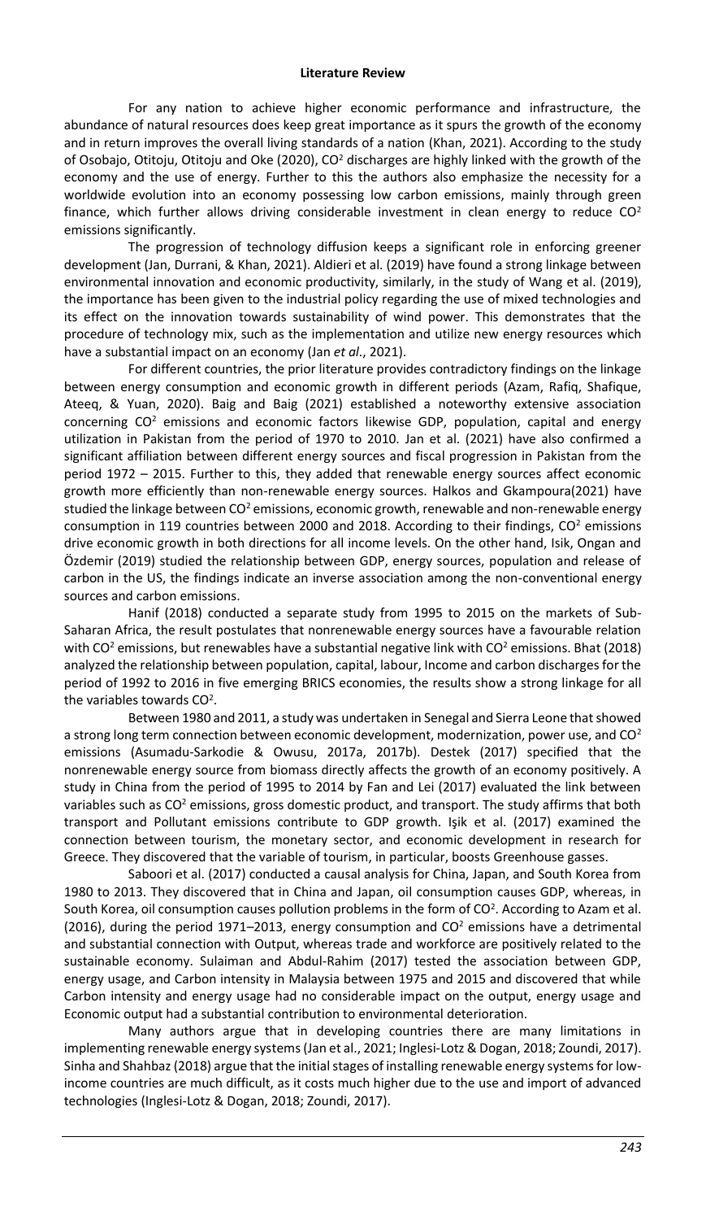**Literature Review**

For any nation to achieve higher economic performance and infrastructure, the abundance of natural resources does keep great importance as it spurs the growth of the economy and in return improves the overall living standards of a nation (Khan, 2021). According to the study of Osobajo, Otitoju, Otitoju and Oke (2020), $CO^2$ discharges are highly linked with the growth of the economy and the use of energy. Further to this the authors also emphasize the necessity for a worldwide evolution into an economy possessing low carbon emissions, mainly through green finance, which further allows driving considerable investment in clean energy to reduce $CO^2$ emissions significantly.

The progression of technology diffusion keeps a significant role in enforcing greener development (Jan, Durrani, & Khan, 2021). Aldieri et al. (2019) have found a strong linkage between environmental innovation and economic productivity, similarly, in the study of Wang et al. (2019), the importance has been given to the industrial policy regarding the use of mixed technologies and its effect on the innovation towards sustainability of wind power. This demonstrates that the procedure of technology mix, such as the implementation and utilize new energy resources which have a substantial impact on an economy (Jan *et al*., 2021).

For different countries, the prior literature provides contradictory findings on the linkage between energy consumption and economic growth in different periods (Azam, Rafiq, Shafique, Ateeq, & Yuan, 2020). Baig and Baig (2021) established a noteworthy extensive association concerning $CO^2$ emissions and economic factors likewise GDP, population, capital and energy utilization in Pakistan from the period of 1970 to 2010. Jan et al. (2021) have also confirmed a significant affiliation between different energy sources and fiscal progression in Pakistan from the period 1972 – 2015. Further to this, they added that renewable energy sources affect economic growth more efficiently than non-renewable energy sources. Halkos and Gkampoura(2021) have studied the linkage between $CO^2$ emissions, economic growth, renewable and non-renewable energy consumption in 119 countries between 2000 and 2018. According to their findings, $CO^2$ emissions drive economic growth in both directions for all income levels. On the other hand, Isik, Ongan and Özdemir (2019) studied the relationship between GDP, energy sources, population and release of carbon in the US, the findings indicate an inverse association among the non-conventional energy sources and carbon emissions.

Hanif (2018) conducted a separate study from 1995 to 2015 on the markets of Sub-Saharan Africa, the result postulates that nonrenewable energy sources have a favourable relation with $CO^2$ emissions, but renewables have a substantial negative link with $CO^2$ emissions. Bhat (2018) analyzed the relationship between population, capital, labour, Income and carbon discharges for the period of 1992 to 2016 in five emerging BRICS economies, the results show a strong linkage for all the variables towards $CO^2$.

Between 1980 and 2011, a study was undertaken in Senegal and Sierra Leone that showed a strong long term connection between economic development, modernization, power use, and $CO^2$ emissions (Asumadu-Sarkodie & Owusu, 2017a, 2017b). Destek (2017) specified that the nonrenewable energy source from biomass directly affects the growth of an economy positively. A study in China from the period of 1995 to 2014 by Fan and Lei (2017) evaluated the link between variables such as $CO^2$ emissions, gross domestic product, and transport. The study affirms that both transport and Pollutant emissions contribute to GDP growth. Işik et al. (2017) examined the connection between tourism, the monetary sector, and economic development in research for Greece. They discovered that the variable of tourism, in particular, boosts Greenhouse gasses.

Saboori et al. (2017) conducted a causal analysis for China, Japan, and South Korea from 1980 to 2013. They discovered that in China and Japan, oil consumption causes GDP, whereas, in South Korea, oil consumption causes pollution problems in the form of $CO^2$. According to Azam et al. (2016), during the period 1971–2013, energy consumption and $CO^2$ emissions have a detrimental and substantial connection with Output, whereas trade and workforce are positively related to the sustainable economy. Sulaiman and Abdul-Rahim (2017) tested the association between GDP, energy usage, and Carbon intensity in Malaysia between 1975 and 2015 and discovered that while Carbon intensity and energy usage had no considerable impact on the output, energy usage and Economic output had a substantial contribution to environmental deterioration.

Many authors argue that in developing countries there are many limitations in implementing renewable energy systems (Jan et al., 2021; Inglesi-Lotz & Dogan, 2018; Zoundi, 2017). Sinha and Shahbaz (2018) argue that the initial stages of installing renewable energy systems for low-income countries are much difficult, as it costs much higher due to the use and import of advanced technologies (Inglesi-Lotz & Dogan, 2018; Zoundi, 2017).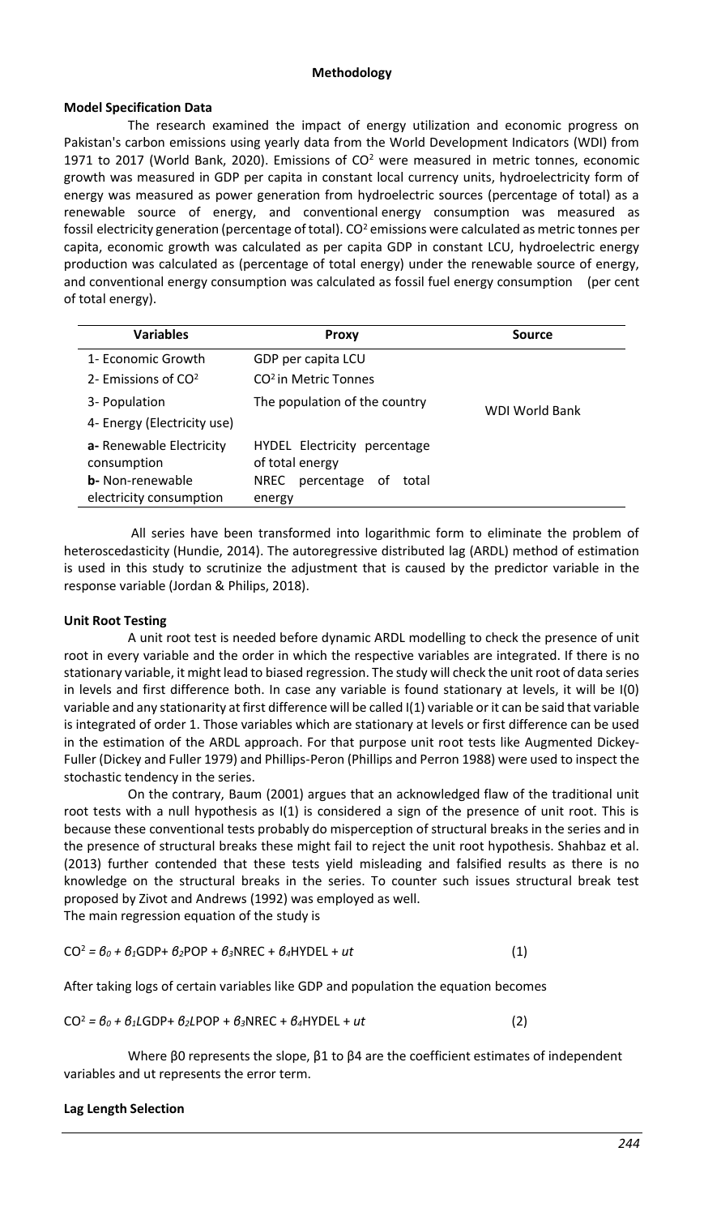**Methodology**

**Model Specification Data**

The research examined the impact of energy utilization and economic progress on Pakistan's carbon emissions using yearly data from the World Development Indicators (WDI) from 1971 to 2017 (World Bank, 2020). Emissions of $CO^2$ were measured in metric tonnes, economic growth was measured in GDP per capita in constant local currency units, hydroelectricity form of energy was measured as power generation from hydroelectric sources (percentage of total) as a renewable source of energy, and conventional energy consumption was measured as fossil electricity generation (percentage of total). $CO^2$ emissions were calculated as metric tonnes per capita, economic growth was calculated as per capita GDP in constant LCU, hydroelectric energy production was calculated as (percentage of total energy) under the renewable source of energy, and conventional energy consumption was calculated as fossil fuel energy consumption (per cent of total energy).

| Variables | Proxy | Source |
|---|---|---|
| 1- Economic Growth | GDP per capita LCU | |
| 2- Emissions of $CO^2$ | $CO^2$ in Metric Tonnes | |
| 3- Population | The population of the country | WDI World Bank |
| 4- Energy (Electricity use) | | |
| **a-** Renewable Electricity consumption | HYDEL Electricity percentage of total energy | |
| **b-** Non-renewable electricity consumption | NREC percentage of total energy | |

All series have been transformed into logarithmic form to eliminate the problem of heteroscedasticity (Hundie, 2014). The autoregressive distributed lag (ARDL) method of estimation is used in this study to scrutinize the adjustment that is caused by the predictor variable in the response variable (Jordan & Philips, 2018).

**Unit Root Testing**

A unit root test is needed before dynamic ARDL modelling to check the presence of unit root in every variable and the order in which the respective variables are integrated. If there is no stationary variable, it might lead to biased regression. The study will check the unit root of data series in levels and first difference both. In case any variable is found stationary at levels, it will be I(0) variable and any stationarity at first difference will be called I(1) variable or it can be said that variable is integrated of order 1. Those variables which are stationary at levels or first difference can be used in the estimation of the ARDL approach. For that purpose unit root tests like Augmented Dickey-Fuller (Dickey and Fuller 1979) and Phillips-Peron (Phillips and Perron 1988) were used to inspect the stochastic tendency in the series.

On the contrary, Baum (2001) argues that an acknowledged flaw of the traditional unit root tests with a null hypothesis as I(1) is considered a sign of the presence of unit root. This is because these conventional tests probably do misperception of structural breaks in the series and in the presence of structural breaks these might fail to reject the unit root hypothesis. Shahbaz et al. (2013) further contended that these tests yield misleading and falsified results as there is no knowledge on the structural breaks in the series. To counter such issues structural break test proposed by Zivot and Andrews (1992) was employed as well.

The main regression equation of the study is

$$CO^2 = \beta_0 + \beta_1 GDP + \beta_2 POP + \beta_3 NREC + \beta_4 HYDEL + ut \quad (1)$$

After taking logs of certain variables like GDP and population the equation becomes

$$CO^2 = \beta_0 + \beta_1 LGDP + \beta_2 LPOP + \beta_3 NREC + \beta_4 HYDEL + ut \quad (2)$$

Where β0 represents the slope, β1 to β4 are the coefficient estimates of independent variables and ut represents the error term.

**Lag Length Selection**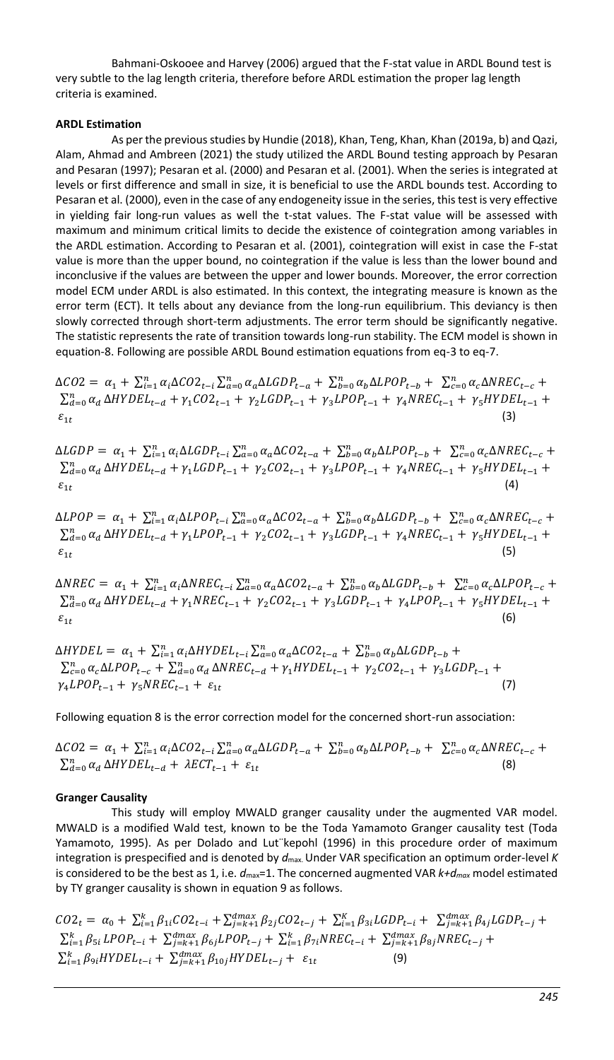Bahmani-Oskooee and Harvey (2006) argued that the F-stat value in ARDL Bound test is very subtle to the lag length criteria, therefore before ARDL estimation the proper lag length criteria is examined.

**ARDL Estimation**

As per the previous studies by Hundie (2018), Khan, Teng, Khan, Khan (2019a, b) and Qazi, Alam, Ahmad and Ambreen (2021) the study utilized the ARDL Bound testing approach by Pesaran and Pesaran (1997); Pesaran et al. (2000) and Pesaran et al. (2001). When the series is integrated at levels or first difference and small in size, it is beneficial to use the ARDL bounds test. According to Pesaran et al. (2000), even in the case of any endogeneity issue in the series, this test is very effective in yielding fair long-run values as well the t-stat values. The F-stat value will be assessed with maximum and minimum critical limits to decide the existence of cointegration among variables in the ARDL estimation. According to Pesaran et al. (2001), cointegration will exist in case the F-stat value is more than the upper bound, no cointegration if the value is less than the lower bound and inconclusive if the values are between the upper and lower bounds. Moreover, the error correction model ECM under ARDL is also estimated. In this context, the integrating measure is known as the error term (ECT). It tells about any deviance from the long-run equilibrium. This deviancy is then slowly corrected through short-term adjustments. The error term should be significantly negative. The statistic represents the rate of transition towards long-run stability. The ECM model is shown in equation-8. Following are possible ARDL Bound estimation equations from eq-3 to eq-7.

$$\Delta CO2 = \alpha_1 + \sum_{i=1}^{n} \alpha_i \Delta CO2_{t-i} \sum_{a=0}^{n} \alpha_a \Delta LGDP_{t-a} + \sum_{b=0}^{n} \alpha_b \Delta LPOP_{t-b} + \sum_{c=0}^{n} \alpha_c \Delta NREC_{t-c} + \sum_{d=0}^{n} \alpha_d \Delta HYDEL_{t-d} + \gamma_1 CO2_{t-1} + \gamma_2 LGDP_{t-1} + \gamma_3 LPOP_{t-1} + \gamma_4 NREC_{t-1} + \gamma_5 HYDEL_{t-1} + \varepsilon_{1t} \quad (3)$$

$$\Delta LGDP = \alpha_1 + \sum_{i=1}^{n} \alpha_i \Delta LGDP_{t-i} \sum_{a=0}^{n} \alpha_a \Delta CO2_{t-a} + \sum_{b=0}^{n} \alpha_b \Delta LPOP_{t-b} + \sum_{c=0}^{n} \alpha_c \Delta NREC_{t-c} + \sum_{d=0}^{n} \alpha_d \Delta HYDEL_{t-d} + \gamma_1 LGDP_{t-1} + \gamma_2 CO2_{t-1} + \gamma_3 LPOP_{t-1} + \gamma_4 NREC_{t-1} + \gamma_5 HYDEL_{t-1} + \varepsilon_{1t} \quad (4)$$

$$\Delta LPOP = \alpha_1 + \sum_{i=1}^{n} \alpha_i \Delta LPOP_{t-i} \sum_{a=0}^{n} \alpha_a \Delta CO2_{t-a} + \sum_{b=0}^{n} \alpha_b \Delta LGDP_{t-b} + \sum_{c=0}^{n} \alpha_c \Delta NREC_{t-c} + \sum_{d=0}^{n} \alpha_d \Delta HYDEL_{t-d} + \gamma_1 LPOP_{t-1} + \gamma_2 CO2_{t-1} + \gamma_3 LGDP_{t-1} + \gamma_4 NREC_{t-1} + \gamma_5 HYDEL_{t-1} + \varepsilon_{1t} \quad (5)$$

$$\Delta NREC = \alpha_1 + \sum_{i=1}^{n} \alpha_i \Delta NREC_{t-i} \sum_{a=0}^{n} \alpha_a \Delta CO2_{t-a} + \sum_{b=0}^{n} \alpha_b \Delta LGDP_{t-b} + \sum_{c=0}^{n} \alpha_c \Delta LPOP_{t-c} + \sum_{d=0}^{n} \alpha_d \Delta HYDEL_{t-d} + \gamma_1 NREC_{t-1} + \gamma_2 CO2_{t-1} + \gamma_3 LGDP_{t-1} + \gamma_4 LPOP_{t-1} + \gamma_5 HYDEL_{t-1} + \varepsilon_{1t} \quad (6)$$

$$\Delta HYDEL = \alpha_1 + \sum_{i=1}^{n} \alpha_i \Delta HYDEL_{t-i} \sum_{a=0}^{n} \alpha_a \Delta CO2_{t-a} + \sum_{b=0}^{n} \alpha_b \Delta LGDP_{t-b} + \sum_{c=0}^{n} \alpha_c \Delta LPOP_{t-c} + \sum_{d=0}^{n} \alpha_d \Delta NREC_{t-d} + \gamma_1 HYDEL_{t-1} + \gamma_2 CO2_{t-1} + \gamma_3 LGDP_{t-1} + \gamma_4 LPOP_{t-1} + \gamma_5 NREC_{t-1} + \varepsilon_{1t} \quad (7)$$

Following equation 8 is the error correction model for the concerned short-run association:

$$\Delta CO2 = \alpha_1 + \sum_{i=1}^{n} \alpha_i \Delta CO2_{t-i} \sum_{a=0}^{n} \alpha_a \Delta LGDP_{t-a} + \sum_{b=0}^{n} \alpha_b \Delta LPOP_{t-b} + \sum_{c=0}^{n} \alpha_c \Delta NREC_{t-c} + \sum_{d=0}^{n} \alpha_d \Delta HYDEL_{t-d} + \lambda ECT_{t-1} + \varepsilon_{1t} \quad (8)$$

**Granger Causality**

This study will employ MWALD granger causality under the augmented VAR model. MWALD is a modified Wald test, known to be the Toda Yamamoto Granger causality test (Toda Yamamoto, 1995). As per Dolado and Lut¨kepohl (1996) in this procedure order of maximum integration is prespecified and is denoted by $d_{max}$. Under VAR specification an optimum order-level $K$ is considered to be the best as 1, i.e. $d_{max}$=1. The concerned augmented VAR $k$+$d_{max}$ model estimated by TY granger causality is shown in equation 9 as follows.

$$CO2_t = \alpha_0 + \sum_{i=1}^{k} \beta_{1i} CO2_{t-i} + \sum_{j=k+1}^{dmax} \beta_{2j} CO2_{t-j} + \sum_{i=1}^{K} \beta_{3i} LGDP_{t-i} + \sum_{j=k+1}^{dmax} \beta_{4j} LGDP_{t-j} + \sum_{i=1}^{k} \beta_{5i} LPOP_{t-i} + \sum_{j=k+1}^{dmax} \beta_{6j} LPOP_{t-j} + \sum_{i=1}^{k} \beta_{7i} NREC_{t-i} + \sum_{j=k+1}^{dmax} \beta_{8j} NREC_{t-j} + \sum_{i=1}^{k} \beta_{9i} HYDEL_{t-i} + \sum_{j=k+1}^{dmax} \beta_{10j} HYDEL_{t-j} + \varepsilon_{1t} \quad (9)$$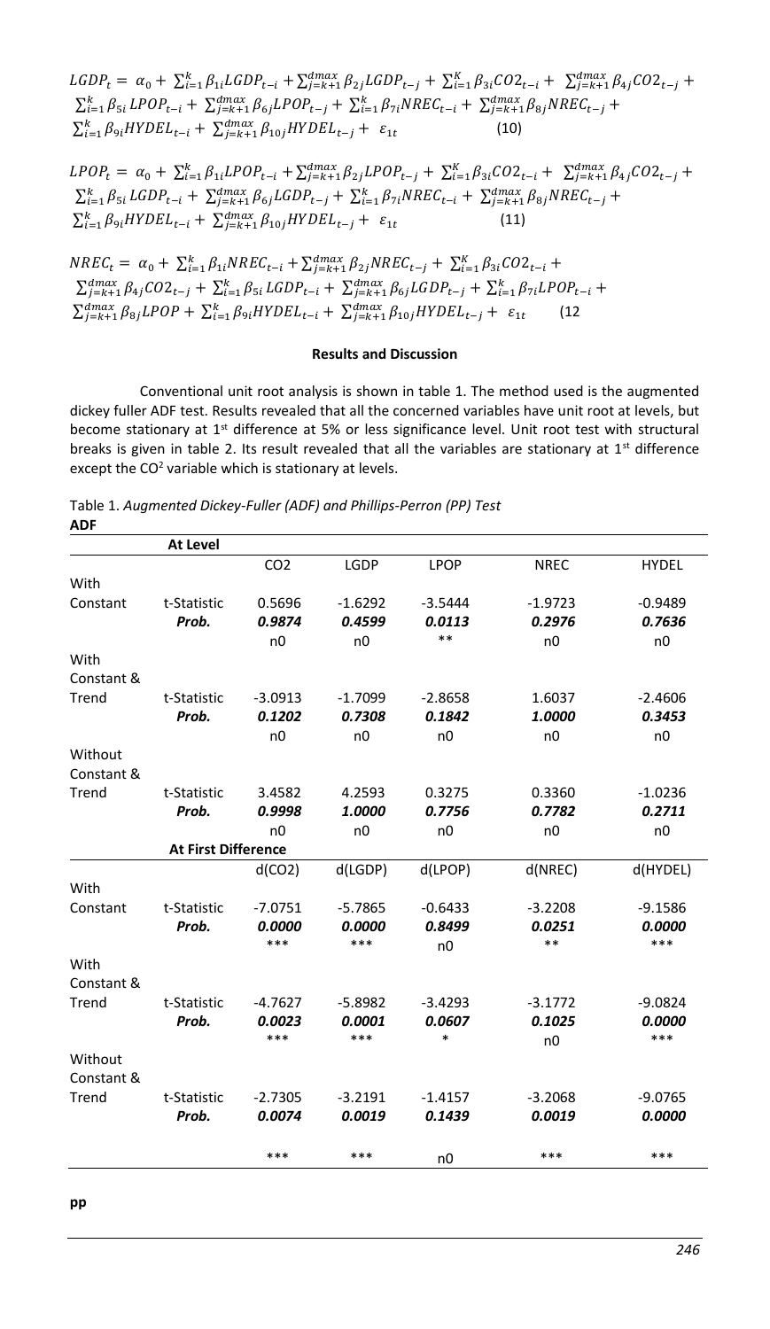$$LGDP_t = \alpha_0 + \sum_{i=1}^{k}\beta_{1i}LGDP_{t-i} + \sum_{j=k+1}^{dmax}\beta_{2j}LGDP_{t-j} + \sum_{i=1}^{K}\beta_{3i}CO2_{t-i} + \sum_{j=k+1}^{dmax}\beta_{4j}CO2_{t-j} + \sum_{i=1}^{k}\beta_{5i}LPOP_{t-i} + \sum_{j=k+1}^{dmax}\beta_{6j}LPOP_{t-j} + \sum_{i=1}^{k}\beta_{7i}NREC_{t-i} + \sum_{j=k+1}^{dmax}\beta_{8j}NREC_{t-j} + \sum_{i=1}^{k}\beta_{9i}HYDEL_{t-i} + \sum_{j=k+1}^{dmax}\beta_{10j}HYDEL_{t-j} + \varepsilon_{1t} \quad (10)$$

$$LPOP_t = \alpha_0 + \sum_{i=1}^{k}\beta_{1i}LPOP_{t-i} + \sum_{j=k+1}^{dmax}\beta_{2j}LPOP_{t-j} + \sum_{i=1}^{K}\beta_{3i}CO2_{t-i} + \sum_{j=k+1}^{dmax}\beta_{4j}CO2_{t-j} + \sum_{i=1}^{k}\beta_{5i}LGDP_{t-i} + \sum_{j=k+1}^{dmax}\beta_{6j}LGDP_{t-j} + \sum_{i=1}^{k}\beta_{7i}NREC_{t-i} + \sum_{j=k+1}^{dmax}\beta_{8j}NREC_{t-j} + \sum_{i=1}^{k}\beta_{9i}HYDEL_{t-i} + \sum_{j=k+1}^{dmax}\beta_{10j}HYDEL_{t-j} + \varepsilon_{1t} \quad (11)$$

$$NREC_t = \alpha_0 + \sum_{i=1}^{k}\beta_{1i}NREC_{t-i} + \sum_{j=k+1}^{dmax}\beta_{2j}NREC_{t-j} + \sum_{i=1}^{K}\beta_{3i}CO2_{t-i} + \sum_{j=k+1}^{dmax}\beta_{4j}CO2_{t-j} + \sum_{i=1}^{k}\beta_{5i}LGDP_{t-i} + \sum_{j=k+1}^{dmax}\beta_{6j}LGDP_{t-j} + \sum_{i=1}^{k}\beta_{7i}LPOP_{t-i} + \sum_{j=k+1}^{dmax}\beta_{8j}LPOP + \sum_{i=1}^{k}\beta_{9i}HYDEL_{t-i} + \sum_{j=k+1}^{dmax}\beta_{10j}HYDEL_{t-j} + \varepsilon_{1t} \quad (12$$

## Results and Discussion

Conventional unit root analysis is shown in table 1. The method used is the augmented dickey fuller ADF test. Results revealed that all the concerned variables have unit root at levels, but become stationary at 1st difference at 5% or less significance level. Unit root test with structural breaks is given in table 2. Its result revealed that all the variables are stationary at 1st difference except the $CO^2$ variable which is stationary at levels.

Table 1. *Augmented Dickey-Fuller (ADF) and Phillips-Perron (PP) Test*

**ADF**

| | **At Level** | | | | | |
|---|---|---|---|---|---|---|
| | | CO2 | LGDP | LPOP | NREC | HYDEL |
| With Constant | t-Statistic | 0.5696 | -1.6292 | -3.5444 | -1.9723 | -0.9489 |
| | *Prob.* | ***0.9874*** | ***0.4599*** | ***0.0113*** | ***0.2976*** | ***0.7636*** |
| | | n0 | n0 | ** | n0 | n0 |
| With Constant & Trend | t-Statistic | -3.0913 | -1.7099 | -2.8658 | 1.6037 | -2.4606 |
| | *Prob.* | ***0.1202*** | ***0.7308*** | ***0.1842*** | ***1.0000*** | ***0.3453*** |
| | | n0 | n0 | n0 | n0 | n0 |
| Without Constant & Trend | t-Statistic | 3.4582 | 4.2593 | 0.3275 | 0.3360 | -1.0236 |
| | *Prob.* | ***0.9998*** | ***1.0000*** | ***0.7756*** | ***0.7782*** | ***0.2711*** |
| | | n0 | n0 | n0 | n0 | n0 |
| | **At First Difference** | | | | | |
| | | d(CO2) | d(LGDP) | d(LPOP) | d(NREC) | d(HYDEL) |
| With Constant | t-Statistic | -7.0751 | -5.7865 | -0.6433 | -3.2208 | -9.1586 |
| | *Prob.* | ***0.0000*** | ***0.0000*** | ***0.8499*** | ***0.0251*** | ***0.0000*** |
| | | *** | *** | n0 | ** | *** |
| With Constant & Trend | t-Statistic | -4.7627 | -5.8982 | -3.4293 | -3.1772 | -9.0824 |
| | *Prob.* | ***0.0023*** | ***0.0001*** | ***0.0607*** | ***0.1025*** | ***0.0000*** |
| | | *** | *** | * | n0 | *** |
| Without Constant & Trend | t-Statistic | -2.7305 | -3.2191 | -1.4157 | -3.2068 | -9.0765 |
| | *Prob.* | ***0.0074*** | ***0.0019*** | ***0.1439*** | ***0.0019*** | ***0.0000*** |
| | | *** | *** | n0 | *** | *** |

**pp**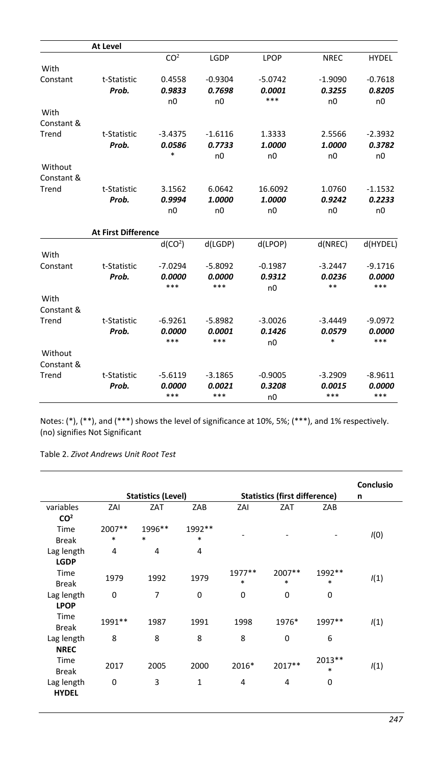| | At Level | $CO^2$ | LGDP | LPOP | NREC | HYDEL |
|---|---|---|---|---|---|---|
| With Constant | t-Statistic | 0.4558 | -0.9304 | -5.0742 | -1.9090 | -0.7618 |
| | *Prob.* | ***0.9833*** | ***0.7698*** | ***0.0001*** | ***0.3255*** | ***0.8205*** |
| | | n0 | n0 | *** | n0 | n0 |
| With Constant & Trend | t-Statistic | -3.4375 | -1.6116 | 1.3333 | 2.5566 | -2.3932 |
| | *Prob.* | ***0.0586*** | ***0.7733*** | ***1.0000*** | ***1.0000*** | ***0.3782*** |
| | | * | n0 | n0 | n0 | n0 |
| Without Constant & Trend | t-Statistic | 3.1562 | 6.0642 | 16.6092 | 1.0760 | -1.1532 |
| | *Prob.* | ***0.9994*** | ***1.0000*** | ***1.0000*** | ***0.9242*** | ***0.2233*** |
| | | n0 | n0 | n0 | n0 | n0 |
| | **At First Difference** | $d(CO^2)$ | d(LGDP) | d(LPOP) | d(NREC) | d(HYDEL) |
| With Constant | t-Statistic | -7.0294 | -5.8092 | -0.1987 | -3.2447 | -9.1716 |
| | *Prob.* | ***0.0000*** | ***0.0000*** | ***0.9312*** | ***0.0236*** | ***0.0000*** |
| | | *** | *** | n0 | ** | *** |
| With Constant & Trend | t-Statistic | -6.9261 | -5.8982 | -3.0026 | -3.4449 | -9.0972 |
| | *Prob.* | ***0.0000*** | ***0.0001*** | ***0.1426*** | ***0.0579*** | ***0.0000*** |
| | | *** | *** | n0 | * | *** |
| Without Constant & Trend | t-Statistic | -5.6119 | -3.1865 | -0.9005 | -3.2909 | -8.9611 |
| | *Prob.* | ***0.0000*** | ***0.0021*** | ***0.3208*** | ***0.0015*** | ***0.0000*** |
| | | *** | *** | n0 | *** | *** |

Notes: (*), (**), and (***) shows the level of significance at 10%, 5%; (***), and 1% respectively. (no) signifies Not Significant

Table 2. *Zivot Andrews Unit Root Test*

| | Statistics (Level) | | | Statistics (first difference) | | | Conclusion |
|---|---|---|---|---|---|---|---|
| variables | ZAI | ZAT | ZAB | ZAI | ZAT | ZAB | |
| **$CO^2$** | | | | | | | |
| Time Break | 2007*** | 1996*** | 1992*** | - | - | - | $I(0)$ |
| Lag length | 4 | 4 | 4 | | | | |
| **LGDP** | | | | | | | |
| Time Break | 1979 | 1992 | 1979 | 1977*** | 2007*** | 1992*** | $I(1)$ |
| Lag length | 0 | 7 | 0 | 0 | 0 | 0 | |
| **LPOP** | | | | | | | |
| Time Break | 1991** | 1987 | 1991 | 1998 | 1976* | 1997** | $I(1)$ |
| Lag length | 8 | 8 | 8 | 8 | 0 | 6 | |
| **NREC** | | | | | | | |
| Time Break | 2017 | 2005 | 2000 | 2016* | 2017** | 2013*** | $I(1)$ |
| Lag length | 0 | 3 | 1 | 4 | 4 | 0 | |
| **HYDEL** | | | | | | | |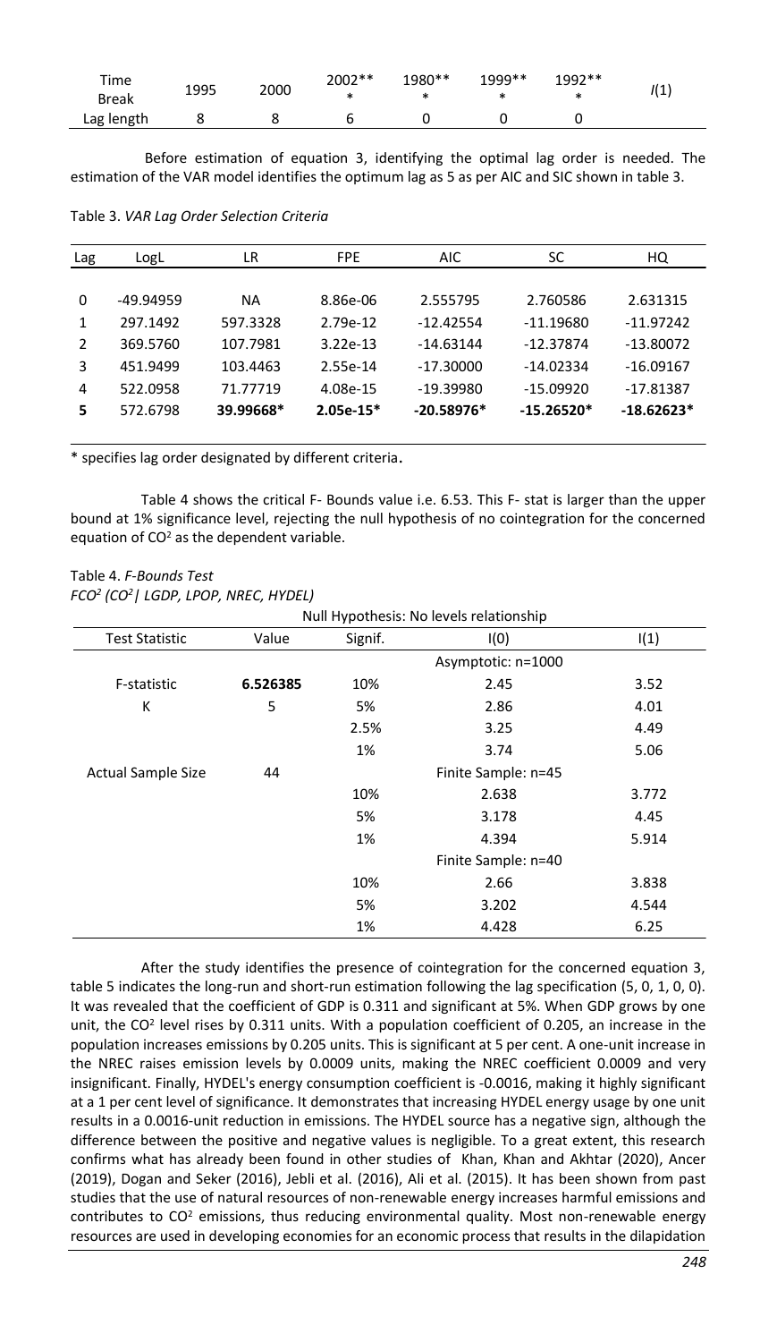| Time Break | 1995 | 2000 | 2002*** | 1980*** | 1999*** | 1992*** | *I*(1) |
|---|---|---|---|---|---|---|---|
| Lag length | 8 | 8 | 6 | 0 | 0 | 0 | |

Before estimation of equation 3, identifying the optimal lag order is needed. The estimation of the VAR model identifies the optimum lag as 5 as per AIC and SIC shown in table 3.

Table 3. *VAR Lag Order Selection Criteria*

| Lag | LogL | LR | FPE | AIC | SC | HQ |
|---|---|---|---|---|---|---|
| 0 | -49.94959 | NA | 8.86e-06 | 2.555795 | 2.760586 | 2.631315 |
| 1 | 297.1492 | 597.3328 | 2.79e-12 | -12.42554 | -11.19680 | -11.97242 |
| 2 | 369.5760 | 107.7981 | 3.22e-13 | -14.63144 | -12.37874 | -13.80072 |
| 3 | 451.9499 | 103.4463 | 2.55e-14 | -17.30000 | -14.02334 | -16.09167 |
| 4 | 522.0958 | 71.77719 | 4.08e-15 | -19.39980 | -15.09920 | -17.81387 |
| **5** | 572.6798 | **39.99668*** | **2.05e-15*** | **-20.58976*** | **-15.26520*** | **-18.62623*** |

\* specifies lag order designated by different criteria**.**

Table 4 shows the critical F- Bounds value i.e. 6.53. This F- stat is larger than the upper bound at 1% significance level, rejecting the null hypothesis of no cointegration for the concerned equation of $CO^2$ as the dependent variable.

Table 4. *F-Bounds Test*
*$FCO^2$ ($CO^2$| LGDP, LPOP, NREC, HYDEL)*

| Null Hypothesis: No levels relationship | | | | |
|---|---|---|---|---|
| Test Statistic | Value | Signif. | I(0) | I(1) |
| | | | Asymptotic: n=1000 | |
| F-statistic | **6.526385** | 10% | 2.45 | 3.52 |
| K | 5 | 5% | 2.86 | 4.01 |
| | | 2.5% | 3.25 | 4.49 |
| | | 1% | 3.74 | 5.06 |
| Actual Sample Size | 44 | | Finite Sample: n=45 | |
| | | 10% | 2.638 | 3.772 |
| | | 5% | 3.178 | 4.45 |
| | | 1% | 4.394 | 5.914 |
| | | | Finite Sample: n=40 | |
| | | 10% | 2.66 | 3.838 |
| | | 5% | 3.202 | 4.544 |
| | | 1% | 4.428 | 6.25 |

After the study identifies the presence of cointegration for the concerned equation 3, table 5 indicates the long-run and short-run estimation following the lag specification (5, 0, 1, 0, 0). It was revealed that the coefficient of GDP is 0.311 and significant at 5%. When GDP grows by one unit, the $CO^2$ level rises by 0.311 units. With a population coefficient of 0.205, an increase in the population increases emissions by 0.205 units. This is significant at 5 per cent. A one-unit increase in the NREC raises emission levels by 0.0009 units, making the NREC coefficient 0.0009 and very insignificant. Finally, HYDEL's energy consumption coefficient is -0.0016, making it highly significant at a 1 per cent level of significance. It demonstrates that increasing HYDEL energy usage by one unit results in a 0.0016-unit reduction in emissions. The HYDEL source has a negative sign, although the difference between the positive and negative values is negligible. To a great extent, this research confirms what has already been found in other studies of Khan, Khan and Akhtar (2020), Ancer (2019), Dogan and Seker (2016), Jebli et al. (2016), Ali et al. (2015). It has been shown from past studies that the use of natural resources of non-renewable energy increases harmful emissions and contributes to $CO^2$ emissions, thus reducing environmental quality. Most non-renewable energy resources are used in developing economies for an economic process that results in the dilapidation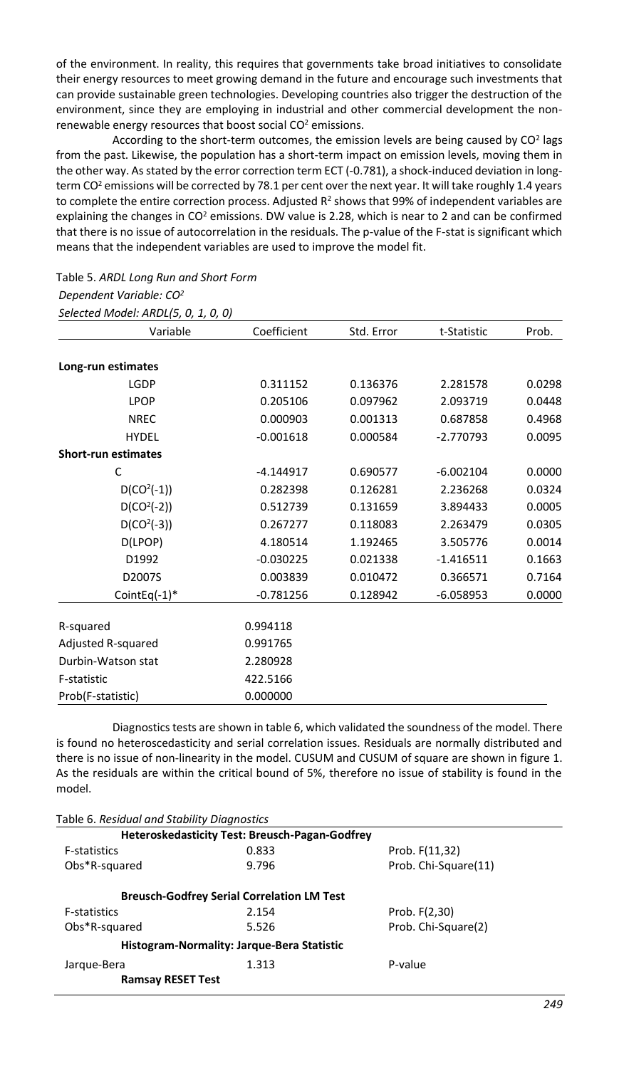of the environment. In reality, this requires that governments take broad initiatives to consolidate their energy resources to meet growing demand in the future and encourage such investments that can provide sustainable green technologies. Developing countries also trigger the destruction of the environment, since they are employing in industrial and other commercial development the non-renewable energy resources that boost social $CO^2$ emissions.

According to the short-term outcomes, the emission levels are being caused by $CO^2$ lags from the past. Likewise, the population has a short-term impact on emission levels, moving them in the other way. As stated by the error correction term ECT (-0.781), a shock-induced deviation in long-term $CO^2$ emissions will be corrected by 78.1 per cent over the next year. It will take roughly 1.4 years to complete the entire correction process. Adjusted $R^2$ shows that 99% of independent variables are explaining the changes in $CO^2$ emissions. DW value is 2.28, which is near to 2 and can be confirmed that there is no issue of autocorrelation in the residuals. The p-value of the F-stat is significant which means that the independent variables are used to improve the model fit.

Table 5. *ARDL Long Run and Short Form*

*Dependent Variable: $CO^2$*

*Selected Model: ARDL(5, 0, 1, 0, 0)*

| Variable | Coefficient | Std. Error | t-Statistic | Prob. |
|---|---|---|---|---|
| **Long-run estimates** | | | | |
| LGDP | 0.311152 | 0.136376 | 2.281578 | 0.0298 |
| LPOP | 0.205106 | 0.097962 | 2.093719 | 0.0448 |
| NREC | 0.000903 | 0.001313 | 0.687858 | 0.4968 |
| HYDEL | -0.001618 | 0.000584 | -2.770793 | 0.0095 |
| **Short-run estimates** | | | | |
| C | -4.144917 | 0.690577 | -6.002104 | 0.0000 |
| $D(CO^2(-1))$ | 0.282398 | 0.126281 | 2.236268 | 0.0324 |
| $D(CO^2(-2))$ | 0.512739 | 0.131659 | 3.894433 | 0.0005 |
| $D(CO^2(-3))$ | 0.267277 | 0.118083 | 2.263479 | 0.0305 |
| D(LPOP) | 4.180514 | 1.192465 | 3.505776 | 0.0014 |
| D1992 | -0.030225 | 0.021338 | -1.416511 | 0.1663 |
| D2007S | 0.003839 | 0.010472 | 0.366571 | 0.7164 |
| CointEq(-1)* | -0.781256 | 0.128942 | -6.058953 | 0.0000 |
| R-squared | 0.994118 | | | |
| Adjusted R-squared | 0.991765 | | | |
| Durbin-Watson stat | 2.280928 | | | |
| F-statistic | 422.5166 | | | |
| Prob(F-statistic) | 0.000000 | | | |

Diagnostics tests are shown in table 6, which validated the soundness of the model. There is found no heteroscedasticity and serial correlation issues. Residuals are normally distributed and there is no issue of non-linearity in the model. CUSUM and CUSUM of square are shown in figure 1. As the residuals are within the critical bound of 5%, therefore no issue of stability is found in the model.

Table 6. *Residual and Stability Diagnostics*

| | **Heteroskedasticity Test: Breusch-Pagan-Godfrey** | |
|---|---|---|
| F-statistics | 0.833 | Prob. F(11,32) |
| Obs*R-squared | 9.796 | Prob. Chi-Square(11) |
| | **Breusch-Godfrey Serial Correlation LM Test** | |
| F-statistics | 2.154 | Prob. F(2,30) |
| Obs*R-squared | 5.526 | Prob. Chi-Square(2) |
| | **Histogram-Normality: Jarque-Bera Statistic** | |
| Jarque-Bera | 1.313 | P-value |
| **Ramsay RESET Test** | | |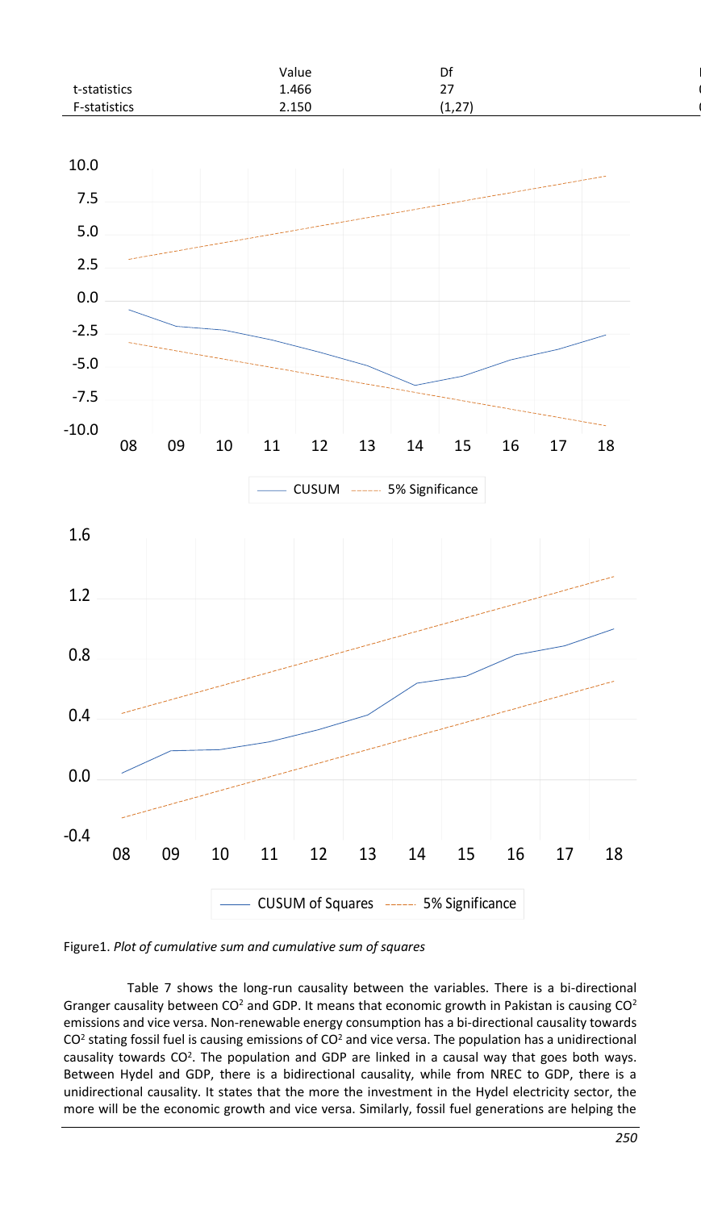| | Value | Df |
|---|---|---|
| t-statistics | 1.466 | 27 |
| F-statistics | 2.150 | (1,27) |

Figure1. *Plot of cumulative sum and cumulative sum of squares*

Table 7 shows the long-run causality between the variables. There is a bi-directional Granger causality between $CO^2$ and GDP. It means that economic growth in Pakistan is causing $CO^2$ emissions and vice versa. Non-renewable energy consumption has a bi-directional causality towards $CO^2$ stating fossil fuel is causing emissions of $CO^2$ and vice versa. The population has a unidirectional causality towards $CO^2$. The population and GDP are linked in a causal way that goes both ways. Between Hydel and GDP, there is a bidirectional causality, while from NREC to GDP, there is a unidirectional causality. It states that the more the investment in the Hydel electricity sector, the more will be the economic growth and vice versa. Similarly, fossil fuel generations are helping the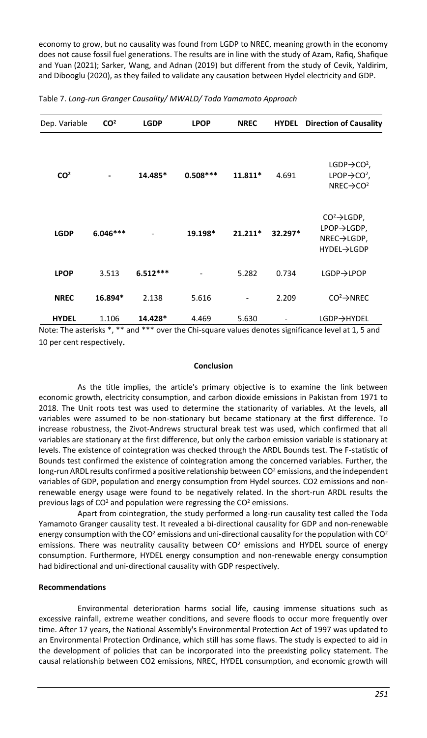economy to grow, but no causality was found from LGDP to NREC, meaning growth in the economy does not cause fossil fuel generations. The results are in line with the study of Azam, Rafiq, Shafique and Yuan (2021); Sarker, Wang, and Adnan (2019) but different from the study of Cevik, Yaldirim, and Dibooglu (2020), as they failed to validate any causation between Hydel electricity and GDP.

Table 7. *Long-run Granger Causality/ MWALD/ Toda Yamamoto Approach*

| Dep. Variable | $CO^2$ | LGDP | LPOP | NREC | HYDEL | Direction of Causality |
|---|---|---|---|---|---|---|
| **$CO^2$** | - | **14.485*** | **0.508***** | **11.811*** | 4.691 | LGDP→$CO^2$, LPOP→$CO^2$, NREC→$CO^2$ |
| **LGDP** | **6.046***** | - | **19.198*** | **21.211*** | **32.297*** | $CO^2$→LGDP, LPOP→LGDP, NREC→LGDP, HYDEL→LGDP |
| **LPOP** | 3.513 | **6.512***** | - | 5.282 | 0.734 | LGDP→LPOP |
| **NREC** | **16.894*** | 2.138 | 5.616 | - | 2.209 | $CO^2$→NREC |
| **HYDEL** | 1.106 | **14.428*** | 4.469 | 5.630 | - | LGDP→HYDEL |

Note: The asterisks *, ** and *** over the Chi-square values denotes significance level at 1, 5 and 10 per cent respectively.

### Conclusion

As the title implies, the article's primary objective is to examine the link between economic growth, electricity consumption, and carbon dioxide emissions in Pakistan from 1971 to 2018. The Unit roots test was used to determine the stationarity of variables. At the levels, all variables were assumed to be non-stationary but became stationary at the first difference. To increase robustness, the Zivot-Andrews structural break test was used, which confirmed that all variables are stationary at the first difference, but only the carbon emission variable is stationary at levels. The existence of cointegration was checked through the ARDL Bounds test. The F-statistic of Bounds test confirmed the existence of cointegration among the concerned variables. Further, the long-run ARDL results confirmed a positive relationship between $CO^2$ emissions, and the independent variables of GDP, population and energy consumption from Hydel sources. CO2 emissions and non-renewable energy usage were found to be negatively related. In the short-run ARDL results the previous lags of $CO^2$ and population were regressing the $CO^2$ emissions.

Apart from cointegration, the study performed a long-run causality test called the Toda Yamamoto Granger causality test. It revealed a bi-directional causality for GDP and non-renewable energy consumption with the $CO^2$ emissions and uni-directional causality for the population with $CO^2$ emissions. There was neutrality causality between $CO^2$ emissions and HYDEL source of energy consumption. Furthermore, HYDEL energy consumption and non-renewable energy consumption had bidirectional and uni-directional causality with GDP respectively.

### Recommendations

Environmental deterioration harms social life, causing immense situations such as excessive rainfall, extreme weather conditions, and severe floods to occur more frequently over time. After 17 years, the National Assembly's Environmental Protection Act of 1997 was updated to an Environmental Protection Ordinance, which still has some flaws. The study is expected to aid in the development of policies that can be incorporated into the preexisting policy statement. The causal relationship between CO2 emissions, NREC, HYDEL consumption, and economic growth will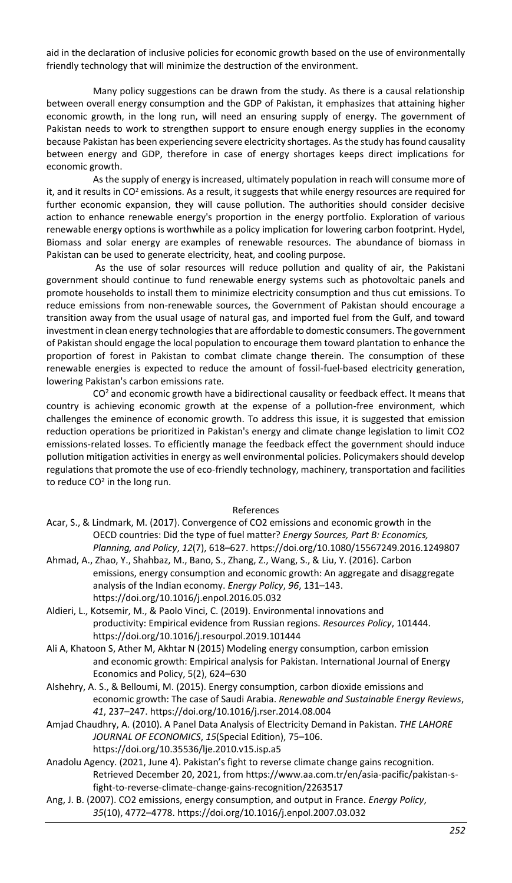aid in the declaration of inclusive policies for economic growth based on the use of environmentally friendly technology that will minimize the destruction of the environment.

Many policy suggestions can be drawn from the study. As there is a causal relationship between overall energy consumption and the GDP of Pakistan, it emphasizes that attaining higher economic growth, in the long run, will need an ensuring supply of energy. The government of Pakistan needs to work to strengthen support to ensure enough energy supplies in the economy because Pakistan has been experiencing severe electricity shortages. As the study has found causality between energy and GDP, therefore in case of energy shortages keeps direct implications for economic growth.

As the supply of energy is increased, ultimately population in reach will consume more of it, and it results in $CO^2$ emissions. As a result, it suggests that while energy resources are required for further economic expansion, they will cause pollution. The authorities should consider decisive action to enhance renewable energy's proportion in the energy portfolio. Exploration of various renewable energy options is worthwhile as a policy implication for lowering carbon footprint. Hydel, Biomass and solar energy are examples of renewable resources. The abundance of biomass in Pakistan can be used to generate electricity, heat, and cooling purpose.

As the use of solar resources will reduce pollution and quality of air, the Pakistani government should continue to fund renewable energy systems such as photovoltaic panels and promote households to install them to minimize electricity consumption and thus cut emissions. To reduce emissions from non-renewable sources, the Government of Pakistan should encourage a transition away from the usual usage of natural gas, and imported fuel from the Gulf, and toward investment in clean energy technologies that are affordable to domestic consumers. The government of Pakistan should engage the local population to encourage them toward plantation to enhance the proportion of forest in Pakistan to combat climate change therein. The consumption of these renewable energies is expected to reduce the amount of fossil-fuel-based electricity generation, lowering Pakistan's carbon emissions rate.

$CO^2$ and economic growth have a bidirectional causality or feedback effect. It means that country is achieving economic growth at the expense of a pollution-free environment, which challenges the eminence of economic growth. To address this issue, it is suggested that emission reduction operations be prioritized in Pakistan's energy and climate change legislation to limit CO2 emissions-related losses. To efficiently manage the feedback effect the government should induce pollution mitigation activities in energy as well environmental policies. Policymakers should develop regulations that promote the use of eco-friendly technology, machinery, transportation and facilities to reduce $CO^2$ in the long run.

## References

Acar, S., & Lindmark, M. (2017). Convergence of CO2 emissions and economic growth in the OECD countries: Did the type of fuel matter? *Energy Sources, Part B: Economics, Planning, and Policy*, *12*(7), 618–627. https://doi.org/10.1080/15567249.2016.1249807

Ahmad, A., Zhao, Y., Shahbaz, M., Bano, S., Zhang, Z., Wang, S., & Liu, Y. (2016). Carbon emissions, energy consumption and economic growth: An aggregate and disaggregate analysis of the Indian economy. *Energy Policy*, *96*, 131–143. https://doi.org/10.1016/j.enpol.2016.05.032

Aldieri, L., Kotsemir, M., & Paolo Vinci, C. (2019). Environmental innovations and productivity: Empirical evidence from Russian regions. *Resources Policy*, 101444. https://doi.org/10.1016/j.resourpol.2019.101444

Ali A, Khatoon S, Ather M, Akhtar N (2015) Modeling energy consumption, carbon emission and economic growth: Empirical analysis for Pakistan. International Journal of Energy Economics and Policy, 5(2), 624–630

Alshehry, A. S., & Belloumi, M. (2015). Energy consumption, carbon dioxide emissions and economic growth: The case of Saudi Arabia. *Renewable and Sustainable Energy Reviews*, *41*, 237–247. https://doi.org/10.1016/j.rser.2014.08.004

Amjad Chaudhry, A. (2010). A Panel Data Analysis of Electricity Demand in Pakistan. *THE LAHORE JOURNAL OF ECONOMICS*, *15*(Special Edition), 75–106. https://doi.org/10.35536/lje.2010.v15.isp.a5

Anadolu Agency. (2021, June 4). Pakistan's fight to reverse climate change gains recognition. Retrieved December 20, 2021, from https://www.aa.com.tr/en/asia-pacific/pakistan-s-fight-to-reverse-climate-change-gains-recognition/2263517

Ang, J. B. (2007). CO2 emissions, energy consumption, and output in France. *Energy Policy*, *35*(10), 4772–4778. https://doi.org/10.1016/j.enpol.2007.03.032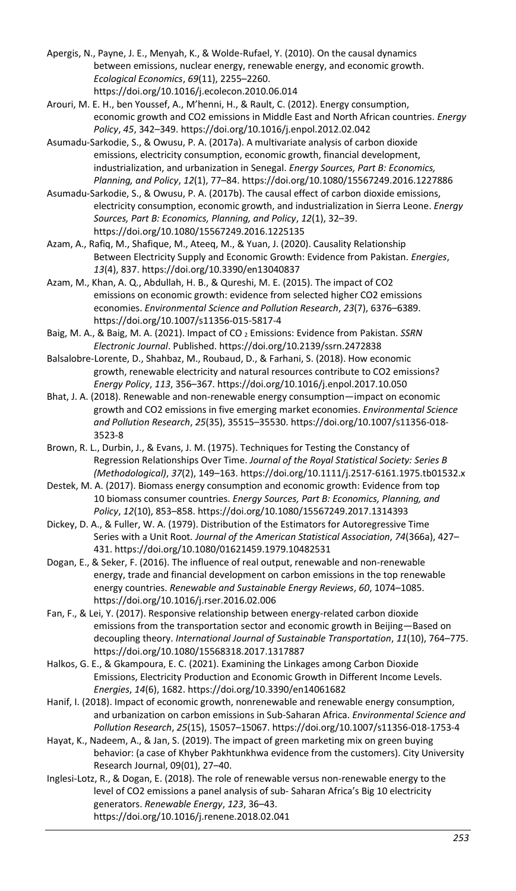Apergis, N., Payne, J. E., Menyah, K., & Wolde-Rufael, Y. (2010). On the causal dynamics between emissions, nuclear energy, renewable energy, and economic growth. *Ecological Economics*, *69*(11), 2255–2260. https://doi.org/10.1016/j.ecolecon.2010.06.014

Arouri, M. E. H., ben Youssef, A., M'henni, H., & Rault, C. (2012). Energy consumption, economic growth and CO2 emissions in Middle East and North African countries. *Energy Policy*, *45*, 342–349. https://doi.org/10.1016/j.enpol.2012.02.042

Asumadu-Sarkodie, S., & Owusu, P. A. (2017a). A multivariate analysis of carbon dioxide emissions, electricity consumption, economic growth, financial development, industrialization, and urbanization in Senegal. *Energy Sources, Part B: Economics, Planning, and Policy*, *12*(1), 77–84. https://doi.org/10.1080/15567249.2016.1227886

Asumadu-Sarkodie, S., & Owusu, P. A. (2017b). The causal effect of carbon dioxide emissions, electricity consumption, economic growth, and industrialization in Sierra Leone. *Energy Sources, Part B: Economics, Planning, and Policy*, *12*(1), 32–39. https://doi.org/10.1080/15567249.2016.1225135

Azam, A., Rafiq, M., Shafique, M., Ateeq, M., & Yuan, J. (2020). Causality Relationship Between Electricity Supply and Economic Growth: Evidence from Pakistan. *Energies*, *13*(4), 837. https://doi.org/10.3390/en13040837

Azam, M., Khan, A. Q., Abdullah, H. B., & Qureshi, M. E. (2015). The impact of CO2 emissions on economic growth: evidence from selected higher CO2 emissions economies. *Environmental Science and Pollution Research*, *23*(7), 6376–6389. https://doi.org/10.1007/s11356-015-5817-4

Baig, M. A., & Baig, M. A. (2021). Impact of CO $_2$ Emissions: Evidence from Pakistan. *SSRN Electronic Journal*. Published. https://doi.org/10.2139/ssrn.2472838

Balsalobre-Lorente, D., Shahbaz, M., Roubaud, D., & Farhani, S. (2018). How economic growth, renewable electricity and natural resources contribute to CO2 emissions? *Energy Policy*, *113*, 356–367. https://doi.org/10.1016/j.enpol.2017.10.050

Bhat, J. A. (2018). Renewable and non-renewable energy consumption—impact on economic growth and CO2 emissions in five emerging market economies. *Environmental Science and Pollution Research*, *25*(35), 35515–35530. https://doi.org/10.1007/s11356-018-3523-8

Brown, R. L., Durbin, J., & Evans, J. M. (1975). Techniques for Testing the Constancy of Regression Relationships Over Time. *Journal of the Royal Statistical Society: Series B (Methodological)*, *37*(2), 149–163. https://doi.org/10.1111/j.2517-6161.1975.tb01532.x

Destek, M. A. (2017). Biomass energy consumption and economic growth: Evidence from top 10 biomass consumer countries. *Energy Sources, Part B: Economics, Planning, and Policy*, *12*(10), 853–858. https://doi.org/10.1080/15567249.2017.1314393

Dickey, D. A., & Fuller, W. A. (1979). Distribution of the Estimators for Autoregressive Time Series with a Unit Root. *Journal of the American Statistical Association*, *74*(366a), 427–431. https://doi.org/10.1080/01621459.1979.10482531

Dogan, E., & Seker, F. (2016). The influence of real output, renewable and non-renewable energy, trade and financial development on carbon emissions in the top renewable energy countries. *Renewable and Sustainable Energy Reviews*, *60*, 1074–1085. https://doi.org/10.1016/j.rser.2016.02.006

Fan, F., & Lei, Y. (2017). Responsive relationship between energy-related carbon dioxide emissions from the transportation sector and economic growth in Beijing—Based on decoupling theory. *International Journal of Sustainable Transportation*, *11*(10), 764–775. https://doi.org/10.1080/15568318.2017.1317887

Halkos, G. E., & Gkampoura, E. C. (2021). Examining the Linkages among Carbon Dioxide Emissions, Electricity Production and Economic Growth in Different Income Levels. *Energies*, *14*(6), 1682. https://doi.org/10.3390/en14061682

Hanif, I. (2018). Impact of economic growth, nonrenewable and renewable energy consumption, and urbanization on carbon emissions in Sub-Saharan Africa. *Environmental Science and Pollution Research*, *25*(15), 15057–15067. https://doi.org/10.1007/s11356-018-1753-4

Hayat, K., Nadeem, A., & Jan, S. (2019). The impact of green marketing mix on green buying behavior: (a case of Khyber Pakhtunkhwa evidence from the customers). City University Research Journal, 09(01), 27–40.

Inglesi-Lotz, R., & Dogan, E. (2018). The role of renewable versus non-renewable energy to the level of CO2 emissions a panel analysis of sub- Saharan Africa's Big 10 electricity generators. *Renewable Energy*, *123*, 36–43. https://doi.org/10.1016/j.renene.2018.02.041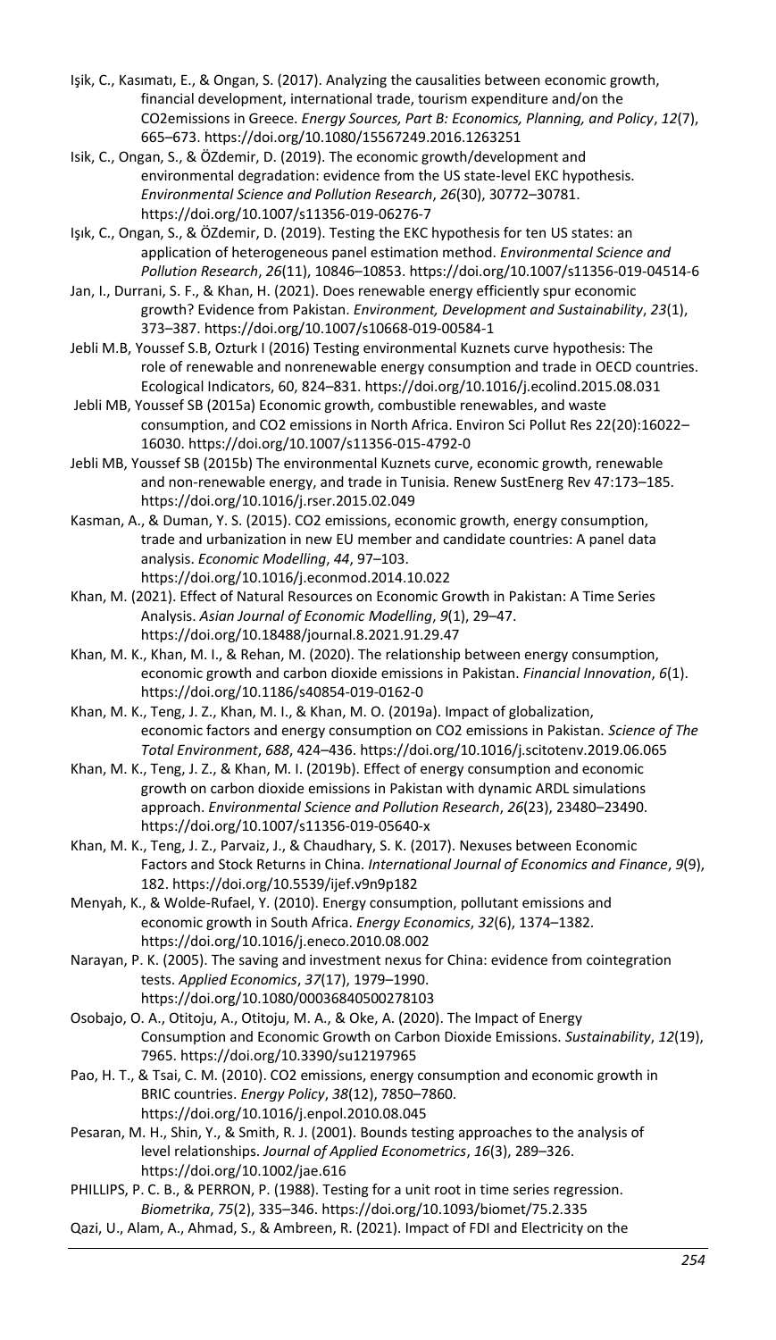Işik, C., Kasımatı, E., & Ongan, S. (2017). Analyzing the causalities between economic growth, financial development, international trade, tourism expenditure and/on the CO2emissions in Greece. *Energy Sources, Part B: Economics, Planning, and Policy*, *12*(7), 665–673. https://doi.org/10.1080/15567249.2016.1263251

Isik, C., Ongan, S., & ÖZdemir, D. (2019). The economic growth/development and environmental degradation: evidence from the US state-level EKC hypothesis. *Environmental Science and Pollution Research*, *26*(30), 30772–30781. https://doi.org/10.1007/s11356-019-06276-7

Işık, C., Ongan, S., & ÖZdemir, D. (2019). Testing the EKC hypothesis for ten US states: an application of heterogeneous panel estimation method. *Environmental Science and Pollution Research*, *26*(11), 10846–10853. https://doi.org/10.1007/s11356-019-04514-6

Jan, I., Durrani, S. F., & Khan, H. (2021). Does renewable energy efficiently spur economic growth? Evidence from Pakistan. *Environment, Development and Sustainability*, *23*(1), 373–387. https://doi.org/10.1007/s10668-019-00584-1

Jebli M.B, Youssef S.B, Ozturk I (2016) Testing environmental Kuznets curve hypothesis: The role of renewable and nonrenewable energy consumption and trade in OECD countries. Ecological Indicators, 60, 824–831. https://doi.org/10.1016/j.ecolind.2015.08.031

Jebli MB, Youssef SB (2015a) Economic growth, combustible renewables, and waste consumption, and CO2 emissions in North Africa. Environ Sci Pollut Res 22(20):16022–16030. https://doi.org/10.1007/s11356-015-4792-0

Jebli MB, Youssef SB (2015b) The environmental Kuznets curve, economic growth, renewable and non-renewable energy, and trade in Tunisia. Renew SustEnerg Rev 47:173–185. https://doi.org/10.1016/j.rser.2015.02.049

Kasman, A., & Duman, Y. S. (2015). CO2 emissions, economic growth, energy consumption, trade and urbanization in new EU member and candidate countries: A panel data analysis. *Economic Modelling*, *44*, 97–103. https://doi.org/10.1016/j.econmod.2014.10.022

Khan, M. (2021). Effect of Natural Resources on Economic Growth in Pakistan: A Time Series Analysis. *Asian Journal of Economic Modelling*, *9*(1), 29–47. https://doi.org/10.18488/journal.8.2021.91.29.47

Khan, M. K., Khan, M. I., & Rehan, M. (2020). The relationship between energy consumption, economic growth and carbon dioxide emissions in Pakistan. *Financial Innovation*, *6*(1). https://doi.org/10.1186/s40854-019-0162-0

Khan, M. K., Teng, J. Z., Khan, M. I., & Khan, M. O. (2019a). Impact of globalization, economic factors and energy consumption on CO2 emissions in Pakistan. *Science of The Total Environment*, *688*, 424–436. https://doi.org/10.1016/j.scitotenv.2019.06.065

Khan, M. K., Teng, J. Z., & Khan, M. I. (2019b). Effect of energy consumption and economic growth on carbon dioxide emissions in Pakistan with dynamic ARDL simulations approach. *Environmental Science and Pollution Research*, *26*(23), 23480–23490. https://doi.org/10.1007/s11356-019-05640-x

Khan, M. K., Teng, J. Z., Parvaiz, J., & Chaudhary, S. K. (2017). Nexuses between Economic Factors and Stock Returns in China. *International Journal of Economics and Finance*, *9*(9), 182. https://doi.org/10.5539/ijef.v9n9p182

Menyah, K., & Wolde-Rufael, Y. (2010). Energy consumption, pollutant emissions and economic growth in South Africa. *Energy Economics*, *32*(6), 1374–1382. https://doi.org/10.1016/j.eneco.2010.08.002

Narayan, P. K. (2005). The saving and investment nexus for China: evidence from cointegration tests. *Applied Economics*, *37*(17), 1979–1990. https://doi.org/10.1080/00036840500278103

Osobajo, O. A., Otitoju, A., Otitoju, M. A., & Oke, A. (2020). The Impact of Energy Consumption and Economic Growth on Carbon Dioxide Emissions. *Sustainability*, *12*(19), 7965. https://doi.org/10.3390/su12197965

Pao, H. T., & Tsai, C. M. (2010). CO2 emissions, energy consumption and economic growth in BRIC countries. *Energy Policy*, *38*(12), 7850–7860. https://doi.org/10.1016/j.enpol.2010.08.045

Pesaran, M. H., Shin, Y., & Smith, R. J. (2001). Bounds testing approaches to the analysis of level relationships. *Journal of Applied Econometrics*, *16*(3), 289–326. https://doi.org/10.1002/jae.616

PHILLIPS, P. C. B., & PERRON, P. (1988). Testing for a unit root in time series regression. *Biometrika*, *75*(2), 335–346. https://doi.org/10.1093/biomet/75.2.335

Qazi, U., Alam, A., Ahmad, S., & Ambreen, R. (2021). Impact of FDI and Electricity on the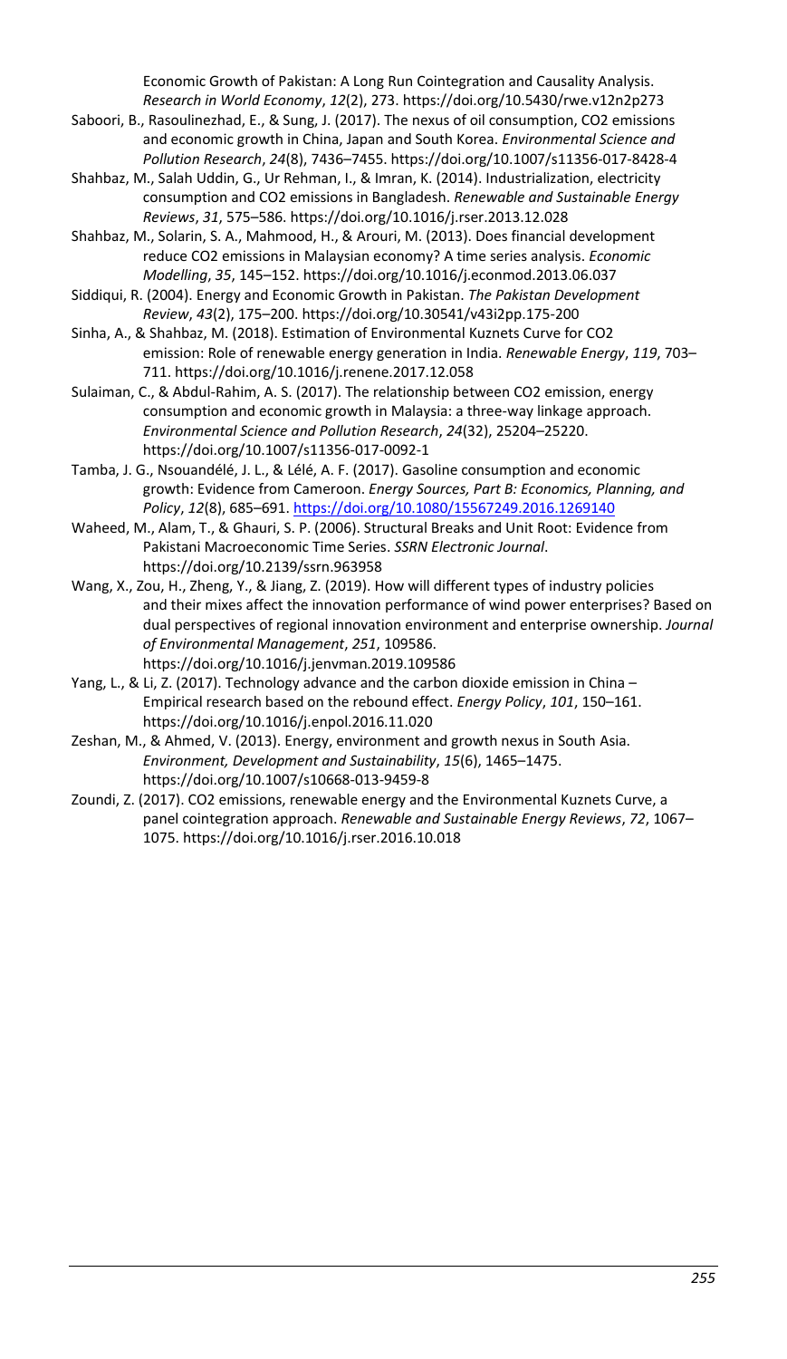Economic Growth of Pakistan: A Long Run Cointegration and Causality Analysis. *Research in World Economy*, *12*(2), 273. https://doi.org/10.5430/rwe.v12n2p273

Saboori, B., Rasoulinezhad, E., & Sung, J. (2017). The nexus of oil consumption, CO2 emissions and economic growth in China, Japan and South Korea. *Environmental Science and Pollution Research*, *24*(8), 7436–7455. https://doi.org/10.1007/s11356-017-8428-4

Shahbaz, M., Salah Uddin, G., Ur Rehman, I., & Imran, K. (2014). Industrialization, electricity consumption and CO2 emissions in Bangladesh. *Renewable and Sustainable Energy Reviews*, *31*, 575–586. https://doi.org/10.1016/j.rser.2013.12.028

Shahbaz, M., Solarin, S. A., Mahmood, H., & Arouri, M. (2013). Does financial development reduce CO2 emissions in Malaysian economy? A time series analysis. *Economic Modelling*, *35*, 145–152. https://doi.org/10.1016/j.econmod.2013.06.037

Siddiqui, R. (2004). Energy and Economic Growth in Pakistan. *The Pakistan Development Review*, *43*(2), 175–200. https://doi.org/10.30541/v43i2pp.175-200

Sinha, A., & Shahbaz, M. (2018). Estimation of Environmental Kuznets Curve for CO2 emission: Role of renewable energy generation in India. *Renewable Energy*, *119*, 703–711. https://doi.org/10.1016/j.renene.2017.12.058

Sulaiman, C., & Abdul-Rahim, A. S. (2017). The relationship between CO2 emission, energy consumption and economic growth in Malaysia: a three-way linkage approach. *Environmental Science and Pollution Research*, *24*(32), 25204–25220. https://doi.org/10.1007/s11356-017-0092-1

Tamba, J. G., Nsouandélé, J. L., & Lélé, A. F. (2017). Gasoline consumption and economic growth: Evidence from Cameroon. *Energy Sources, Part B: Economics, Planning, and Policy*, *12*(8), 685–691. https://doi.org/10.1080/15567249.2016.1269140

Waheed, M., Alam, T., & Ghauri, S. P. (2006). Structural Breaks and Unit Root: Evidence from Pakistani Macroeconomic Time Series. *SSRN Electronic Journal*. https://doi.org/10.2139/ssrn.963958

Wang, X., Zou, H., Zheng, Y., & Jiang, Z. (2019). How will different types of industry policies and their mixes affect the innovation performance of wind power enterprises? Based on dual perspectives of regional innovation environment and enterprise ownership. *Journal of Environmental Management*, *251*, 109586. https://doi.org/10.1016/j.jenvman.2019.109586

Yang, L., & Li, Z. (2017). Technology advance and the carbon dioxide emission in China – Empirical research based on the rebound effect. *Energy Policy*, *101*, 150–161. https://doi.org/10.1016/j.enpol.2016.11.020

Zeshan, M., & Ahmed, V. (2013). Energy, environment and growth nexus in South Asia. *Environment, Development and Sustainability*, *15*(6), 1465–1475. https://doi.org/10.1007/s10668-013-9459-8

Zoundi, Z. (2017). CO2 emissions, renewable energy and the Environmental Kuznets Curve, a panel cointegration approach. *Renewable and Sustainable Energy Reviews*, *72*, 1067–1075. https://doi.org/10.1016/j.rser.2016.10.018